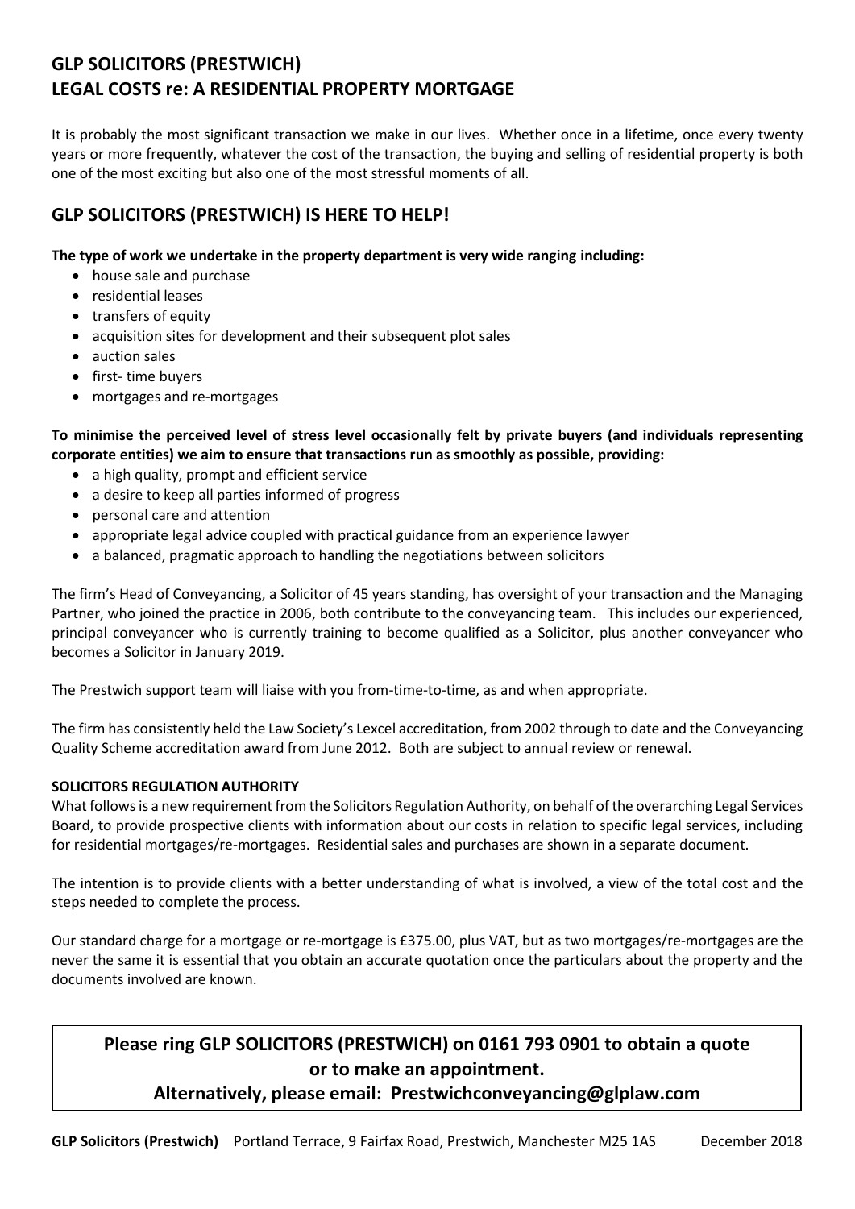# GLP SOLICITORS (PRESTWICH)
# LEGAL COSTS re: A RESIDENTIAL PROPERTY MORTGAGE

It is probably the most significant transaction we make in our lives. Whether once in a lifetime, once every twenty years or more frequently, whatever the cost of the transaction, the buying and selling of residential property is both one of the most exciting but also one of the most stressful moments of all.

## GLP SOLICITORS (PRESTWICH) IS HERE TO HELP!

**The type of work we undertake in the property department is very wide ranging including:**

- house sale and purchase
- residential leases
- transfers of equity
- acquisition sites for development and their subsequent plot sales
- auction sales
- first- time buyers
- mortgages and re-mortgages

**To minimise the perceived level of stress level occasionally felt by private buyers (and individuals representing corporate entities) we aim to ensure that transactions run as smoothly as possible, providing:**

- a high quality, prompt and efficient service
- a desire to keep all parties informed of progress
- personal care and attention
- appropriate legal advice coupled with practical guidance from an experience lawyer
- a balanced, pragmatic approach to handling the negotiations between solicitors

The firm's Head of Conveyancing, a Solicitor of 45 years standing, has oversight of your transaction and the Managing Partner, who joined the practice in 2006, both contribute to the conveyancing team. This includes our experienced, principal conveyancer who is currently training to become qualified as a Solicitor, plus another conveyancer who becomes a Solicitor in January 2019.

The Prestwich support team will liaise with you from-time-to-time, as and when appropriate.

The firm has consistently held the Law Society's Lexcel accreditation, from 2002 through to date and the Conveyancing Quality Scheme accreditation award from June 2012. Both are subject to annual review or renewal.

**SOLICITORS REGULATION AUTHORITY**

What follows is a new requirement from the Solicitors Regulation Authority, on behalf of the overarching Legal Services Board, to provide prospective clients with information about our costs in relation to specific legal services, including for residential mortgages/re-mortgages. Residential sales and purchases are shown in a separate document.

The intention is to provide clients with a better understanding of what is involved, a view of the total cost and the steps needed to complete the process.

Our standard charge for a mortgage or re-mortgage is £375.00, plus VAT, but as two mortgages/re-mortgages are the never the same it is essential that you obtain an accurate quotation once the particulars about the property and the documents involved are known.

**Please ring GLP SOLICITORS (PRESTWICH) on 0161 793 0901 to obtain a quote or to make an appointment.**

**Alternatively, please email: Prestwichconveyancing@glplaw.com**

**GLP Solicitors (Prestwich)** Portland Terrace, 9 Fairfax Road, Prestwich, Manchester M25 1AS December 2018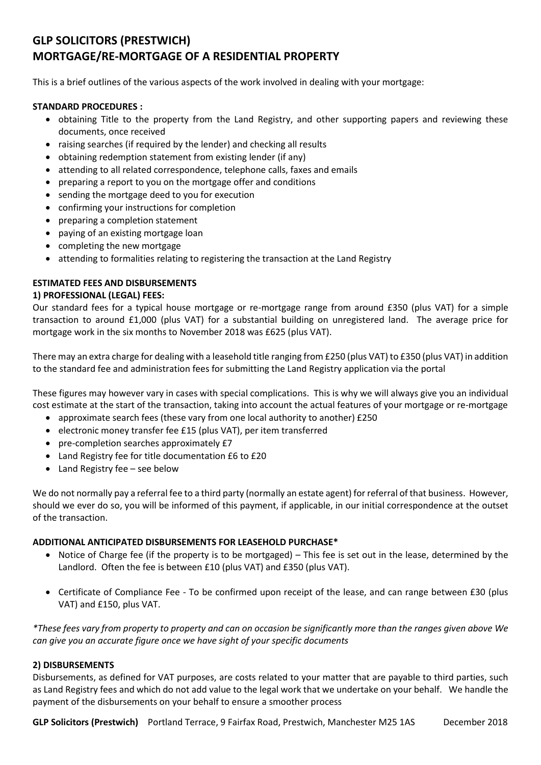# GLP SOLICITORS (PRESTWICH)
# MORTGAGE/RE-MORTGAGE OF A RESIDENTIAL PROPERTY

This is a brief outlines of the various aspects of the work involved in dealing with your mortgage:

**STANDARD PROCEDURES :**

- obtaining Title to the property from the Land Registry, and other supporting papers and reviewing these documents, once received
- raising searches (if required by the lender) and checking all results
- obtaining redemption statement from existing lender (if any)
- attending to all related correspondence, telephone calls, faxes and emails
- preparing a report to you on the mortgage offer and conditions
- sending the mortgage deed to you for execution
- confirming your instructions for completion
- preparing a completion statement
- paying of an existing mortgage loan
- completing the new mortgage
- attending to formalities relating to registering the transaction at the Land Registry

**ESTIMATED FEES AND DISBURSEMENTS**

**1) PROFESSIONAL (LEGAL) FEES:**

Our standard fees for a typical house mortgage or re-mortgage range from around £350 (plus VAT) for a simple transaction to around £1,000 (plus VAT) for a substantial building on unregistered land. The average price for mortgage work in the six months to November 2018 was £625 (plus VAT).

There may an extra charge for dealing with a leasehold title ranging from £250 (plus VAT) to £350 (plus VAT) in addition to the standard fee and administration fees for submitting the Land Registry application via the portal

These figures may however vary in cases with special complications. This is why we will always give you an individual cost estimate at the start of the transaction, taking into account the actual features of your mortgage or re-mortgage

- approximate search fees (these vary from one local authority to another) £250
- electronic money transfer fee £15 (plus VAT), per item transferred
- pre-completion searches approximately £7
- Land Registry fee for title documentation £6 to £20
- Land Registry fee – see below

We do not normally pay a referral fee to a third party (normally an estate agent) for referral of that business. However, should we ever do so, you will be informed of this payment, if applicable, in our initial correspondence at the outset of the transaction.

**ADDITIONAL ANTICIPATED DISBURSEMENTS FOR LEASEHOLD PURCHASE\***

- Notice of Charge fee (if the property is to be mortgaged) – This fee is set out in the lease, determined by the Landlord. Often the fee is between £10 (plus VAT) and £350 (plus VAT).

- Certificate of Compliance Fee - To be confirmed upon receipt of the lease, and can range between £30 (plus VAT) and £150, plus VAT.

*\*These fees vary from property to property and can on occasion be significantly more than the ranges given above We can give you an accurate figure once we have sight of your specific documents*

**2) DISBURSEMENTS**

Disbursements, as defined for VAT purposes, are costs related to your matter that are payable to third parties, such as Land Registry fees and which do not add value to the legal work that we undertake on your behalf. We handle the payment of the disbursements on your behalf to ensure a smoother process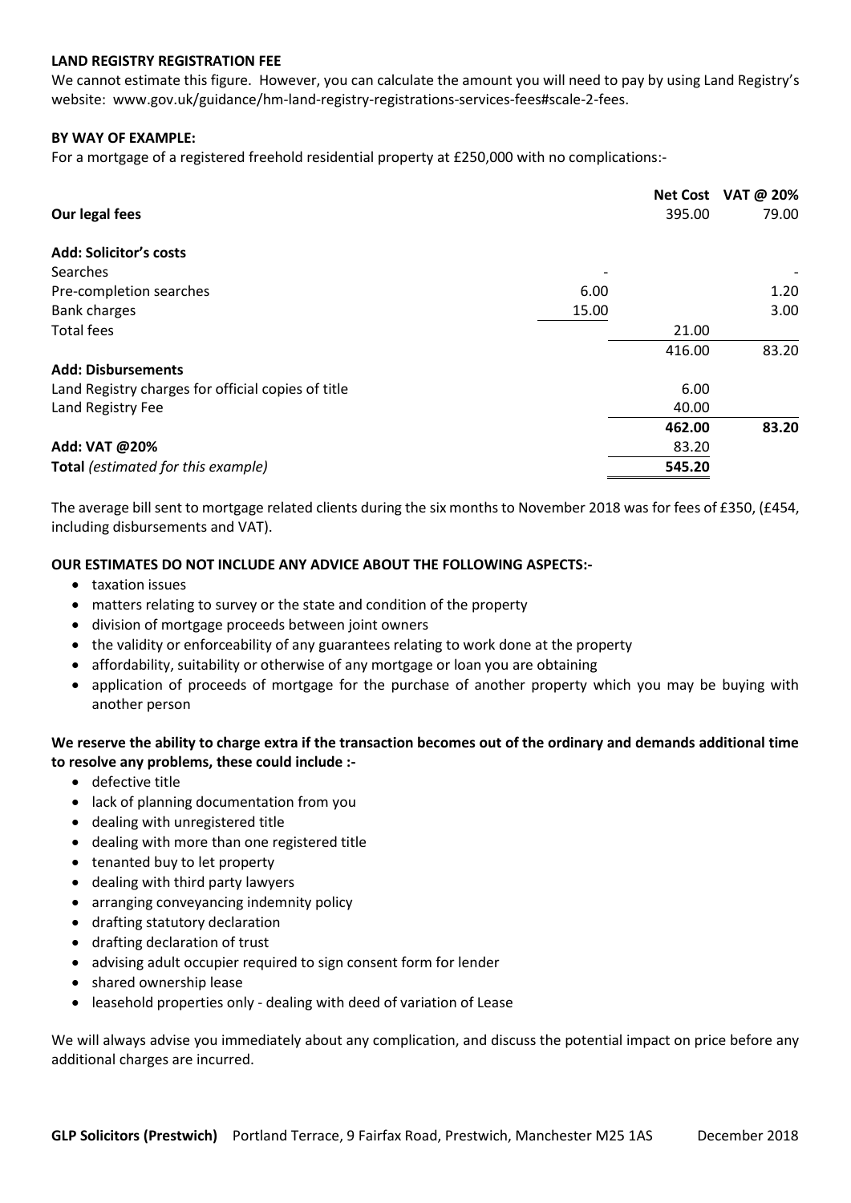**LAND REGISTRY REGISTRATION FEE**

We cannot estimate this figure. However, you can calculate the amount you will need to pay by using Land Registry's website: www.gov.uk/guidance/hm-land-registry-registrations-services-fees#scale-2-fees.

**BY WAY OF EXAMPLE:**

For a mortgage of a registered freehold residential property at £250,000 with no complications:-

| | | Net Cost | VAT @ 20% |
|---|---|---|---|
| **Our legal fees** | | 395.00 | 79.00 |
| **Add: Solicitor's costs** | | | |
| Searches | - | | - |
| Pre-completion searches | 6.00 | | 1.20 |
| Bank charges | 15.00 | | 3.00 |
| Total fees | | 21.00 | |
| | | 416.00 | 83.20 |
| **Add: Disbursements** | | | |
| Land Registry charges for official copies of title | | 6.00 | |
| Land Registry Fee | | 40.00 | |
| | | **462.00** | **83.20** |
| **Add: VAT @20%** | | 83.20 | |
| **Total** *(estimated for this example)* | | **545.20** | |

The average bill sent to mortgage related clients during the six months to November 2018 was for fees of £350, (£454, including disbursements and VAT).

**OUR ESTIMATES DO NOT INCLUDE ANY ADVICE ABOUT THE FOLLOWING ASPECTS:-**

- taxation issues
- matters relating to survey or the state and condition of the property
- division of mortgage proceeds between joint owners
- the validity or enforceability of any guarantees relating to work done at the property
- affordability, suitability or otherwise of any mortgage or loan you are obtaining
- application of proceeds of mortgage for the purchase of another property which you may be buying with another person

**We reserve the ability to charge extra if the transaction becomes out of the ordinary and demands additional time to resolve any problems, these could include :-**

- defective title
- lack of planning documentation from you
- dealing with unregistered title
- dealing with more than one registered title
- tenanted buy to let property
- dealing with third party lawyers
- arranging conveyancing indemnity policy
- drafting statutory declaration
- drafting declaration of trust
- advising adult occupier required to sign consent form for lender
- shared ownership lease
- leasehold properties only - dealing with deed of variation of Lease

We will always advise you immediately about any complication, and discuss the potential impact on price before any additional charges are incurred.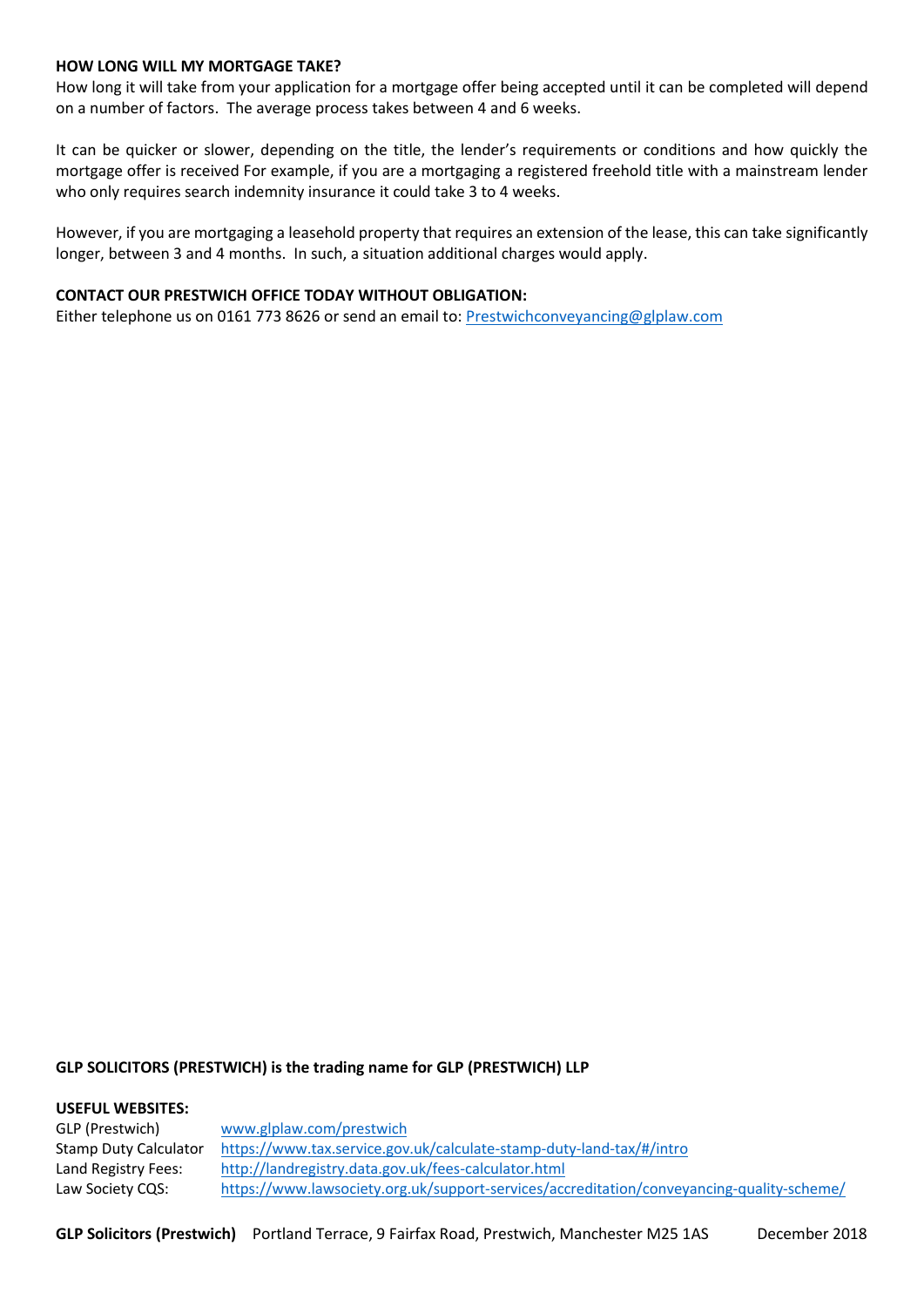**HOW LONG WILL MY MORTGAGE TAKE?**

How long it will take from your application for a mortgage offer being accepted until it can be completed will depend on a number of factors. The average process takes between 4 and 6 weeks.

It can be quicker or slower, depending on the title, the lender's requirements or conditions and how quickly the mortgage offer is received For example, if you are a mortgaging a registered freehold title with a mainstream lender who only requires search indemnity insurance it could take 3 to 4 weeks.

However, if you are mortgaging a leasehold property that requires an extension of the lease, this can take significantly longer, between 3 and 4 months. In such, a situation additional charges would apply.

**CONTACT OUR PRESTWICH OFFICE TODAY WITHOUT OBLIGATION:**

Either telephone us on 0161 773 8626 or send an email to: Prestwichconveyancing@glplaw.com

**GLP SOLICITORS (PRESTWICH) is the trading name for GLP (PRESTWICH) LLP**

**USEFUL WEBSITES:**

| | |
|---|---|
| GLP (Prestwich) | www.glplaw.com/prestwich |
| Stamp Duty Calculator | https://www.tax.service.gov.uk/calculate-stamp-duty-land-tax/#/intro |
| Land Registry Fees: | http://landregistry.data.gov.uk/fees-calculator.html |
| Law Society CQS: | https://www.lawsociety.org.uk/support-services/accreditation/conveyancing-quality-scheme/ |

**GLP Solicitors (Prestwich)** Portland Terrace, 9 Fairfax Road, Prestwich, Manchester M25 1AS December 2018